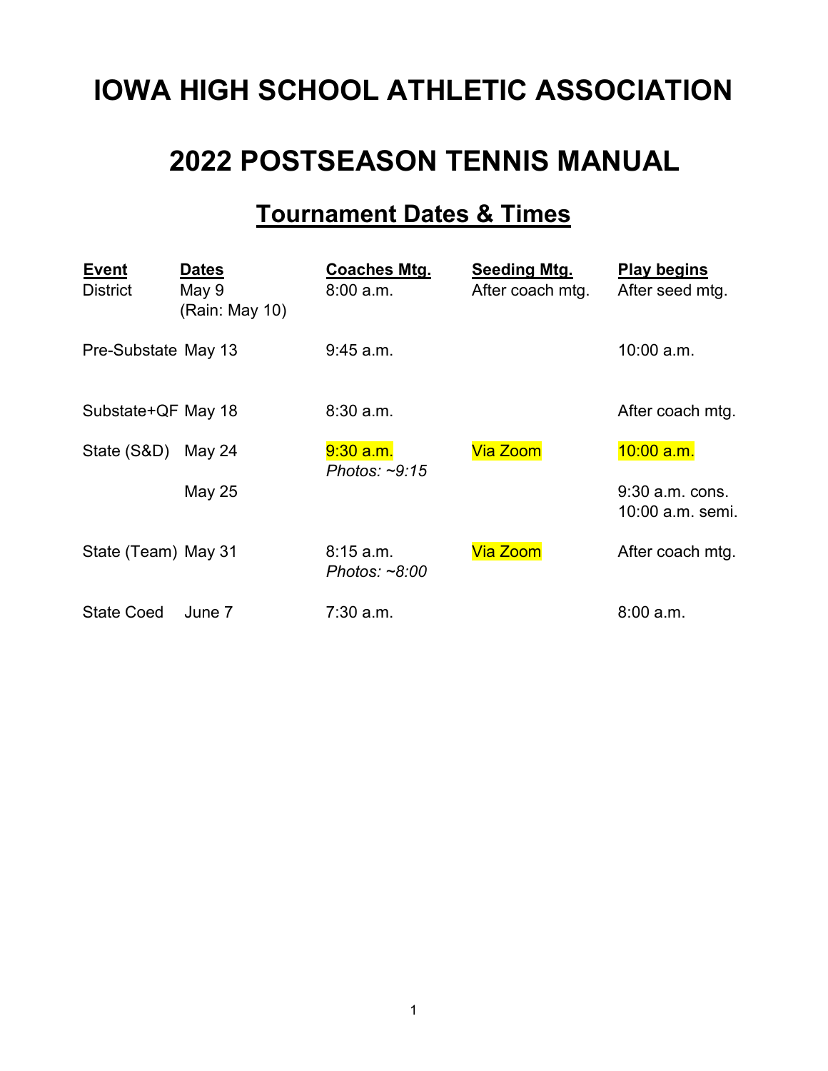# IOWA HIGH SCHOOL ATHLETIC ASSOCIATION

# 2022 POSTSEASON TENNIS MANUAL

## Tournament Dates & Times

| Event | Dates | Coaches Mtg. | Seeding Mtg. | Play begins |
|---|---|---|---|---|
| District | May 9 (Rain: May 10) | 8:00 a.m. | After coach mtg. | After seed mtg. |
| Pre-Substate | May 13 | 9:45 a.m. | | 10:00 a.m. |
| Substate+QF | May 18 | 8:30 a.m. | | After coach mtg. |
| State (S&D) | May 24 | 9:30 a.m. *Photos: ~9:15* | Via Zoom | 10:00 a.m. |
| | May 25 | | | 9:30 a.m. cons. 10:00 a.m. semi. |
| State (Team) | May 31 | 8:15 a.m. *Photos: ~8:00* | Via Zoom | After coach mtg. |
| State Coed | June 7 | 7:30 a.m. | | 8:00 a.m. |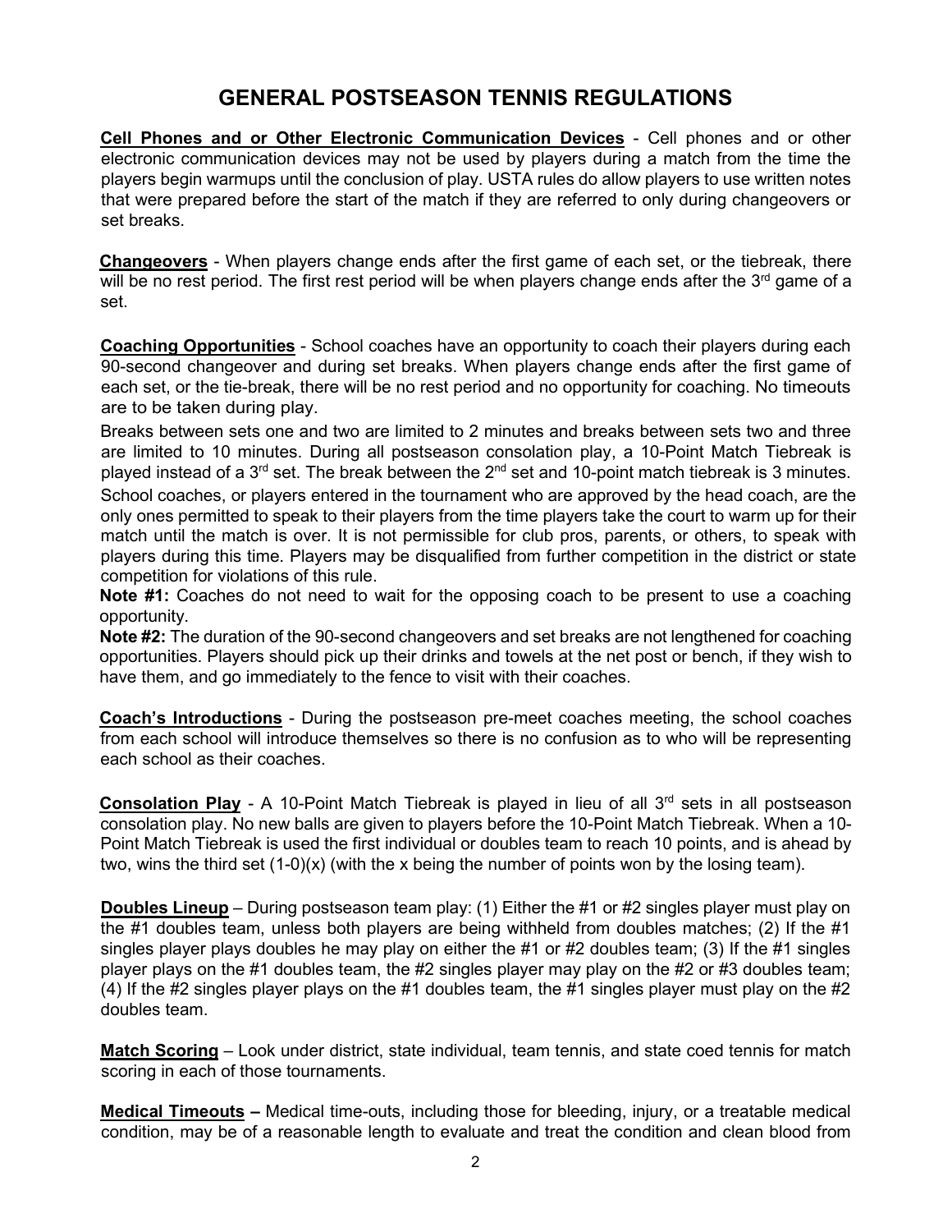# GENERAL POSTSEASON TENNIS REGULATIONS

**Cell Phones and or Other Electronic Communication Devices** - Cell phones and or other electronic communication devices may not be used by players during a match from the time the players begin warmups until the conclusion of play. USTA rules do allow players to use written notes that were prepared before the start of the match if they are referred to only during changeovers or set breaks.

**Changeovers** - When players change ends after the first game of each set, or the tiebreak, there will be no rest period. The first rest period will be when players change ends after the 3rd game of a set.

**Coaching Opportunities** - School coaches have an opportunity to coach their players during each 90-second changeover and during set breaks. When players change ends after the first game of each set, or the tie-break, there will be no rest period and no opportunity for coaching. No timeouts are to be taken during play.

Breaks between sets one and two are limited to 2 minutes and breaks between sets two and three are limited to 10 minutes. During all postseason consolation play, a 10-Point Match Tiebreak is played instead of a 3rd set. The break between the 2nd set and 10-point match tiebreak is 3 minutes.

School coaches, or players entered in the tournament who are approved by the head coach, are the only ones permitted to speak to their players from the time players take the court to warm up for their match until the match is over. It is not permissible for club pros, parents, or others, to speak with players during this time. Players may be disqualified from further competition in the district or state competition for violations of this rule.

**Note #1:** Coaches do not need to wait for the opposing coach to be present to use a coaching opportunity.

**Note #2:** The duration of the 90-second changeovers and set breaks are not lengthened for coaching opportunities. Players should pick up their drinks and towels at the net post or bench, if they wish to have them, and go immediately to the fence to visit with their coaches.

**Coach's Introductions** - During the postseason pre-meet coaches meeting, the school coaches from each school will introduce themselves so there is no confusion as to who will be representing each school as their coaches.

**Consolation Play** - A 10-Point Match Tiebreak is played in lieu of all 3rd sets in all postseason consolation play. No new balls are given to players before the 10-Point Match Tiebreak. When a 10-Point Match Tiebreak is used the first individual or doubles team to reach 10 points, and is ahead by two, wins the third set (1-0)(x) (with the x being the number of points won by the losing team).

**Doubles Lineup** – During postseason team play: (1) Either the #1 or #2 singles player must play on the #1 doubles team, unless both players are being withheld from doubles matches; (2) If the #1 singles player plays doubles he may play on either the #1 or #2 doubles team; (3) If the #1 singles player plays on the #1 doubles team, the #2 singles player may play on the #2 or #3 doubles team; (4) If the #2 singles player plays on the #1 doubles team, the #1 singles player must play on the #2 doubles team.

**Match Scoring** – Look under district, state individual, team tennis, and state coed tennis for match scoring in each of those tournaments.

**Medical Timeouts –** Medical time-outs, including those for bleeding, injury, or a treatable medical condition, may be of a reasonable length to evaluate and treat the condition and clean blood from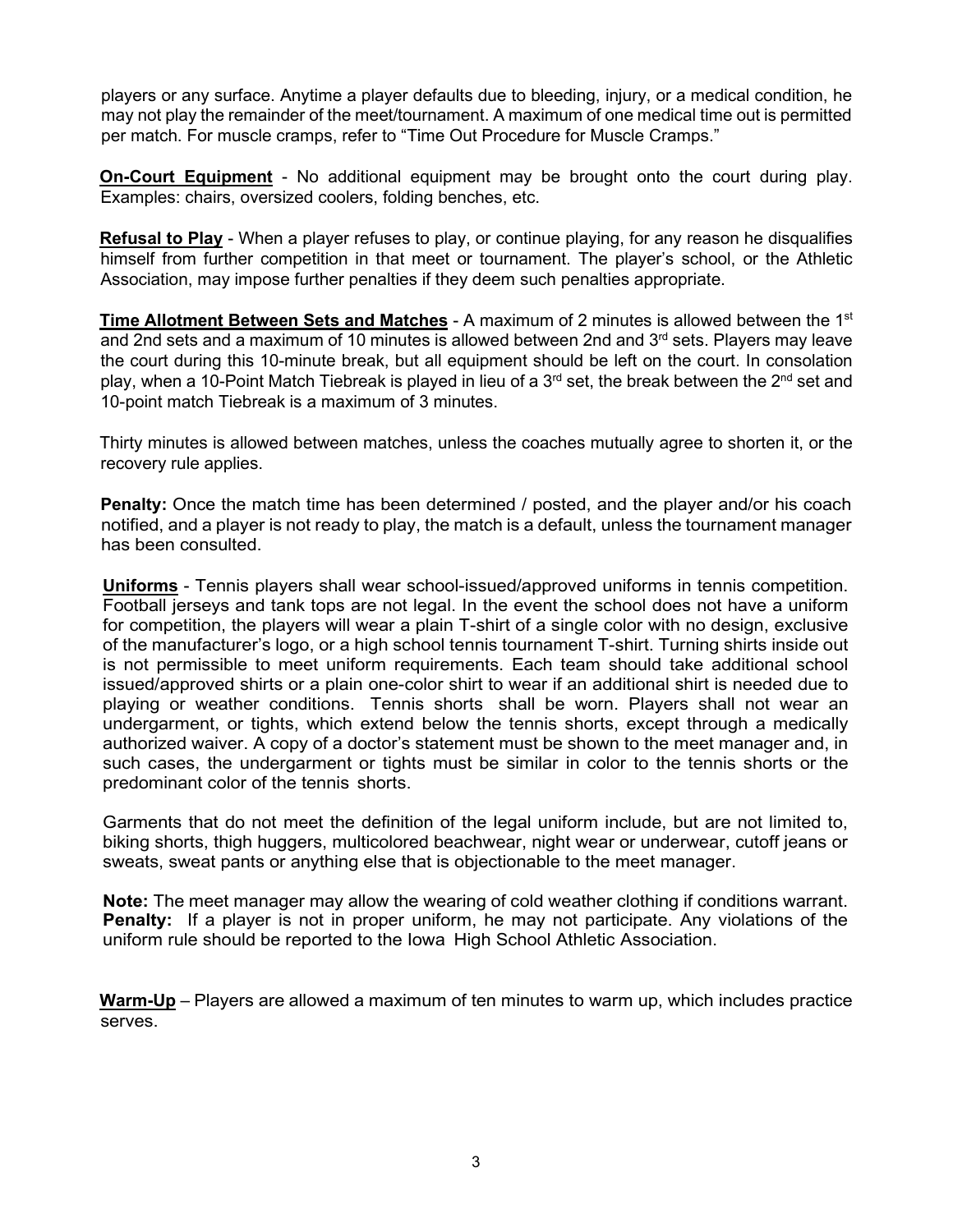players or any surface. Anytime a player defaults due to bleeding, injury, or a medical condition, he may not play the remainder of the meet/tournament. A maximum of one medical time out is permitted per match. For muscle cramps, refer to "Time Out Procedure for Muscle Cramps."

**On-Court Equipment** - No additional equipment may be brought onto the court during play. Examples: chairs, oversized coolers, folding benches, etc.

**Refusal to Play** - When a player refuses to play, or continue playing, for any reason he disqualifies himself from further competition in that meet or tournament. The player's school, or the Athletic Association, may impose further penalties if they deem such penalties appropriate.

**Time Allotment Between Sets and Matches** - A maximum of 2 minutes is allowed between the 1st and 2nd sets and a maximum of 10 minutes is allowed between 2nd and 3rd sets. Players may leave the court during this 10-minute break, but all equipment should be left on the court. In consolation play, when a 10-Point Match Tiebreak is played in lieu of a 3rd set, the break between the 2nd set and 10-point match Tiebreak is a maximum of 3 minutes.

Thirty minutes is allowed between matches, unless the coaches mutually agree to shorten it, or the recovery rule applies.

**Penalty:** Once the match time has been determined / posted, and the player and/or his coach notified, and a player is not ready to play, the match is a default, unless the tournament manager has been consulted.

**Uniforms** - Tennis players shall wear school-issued/approved uniforms in tennis competition. Football jerseys and tank tops are not legal. In the event the school does not have a uniform for competition, the players will wear a plain T-shirt of a single color with no design, exclusive of the manufacturer's logo, or a high school tennis tournament T-shirt. Turning shirts inside out is not permissible to meet uniform requirements. Each team should take additional school issued/approved shirts or a plain one-color shirt to wear if an additional shirt is needed due to playing or weather conditions. Tennis shorts shall be worn. Players shall not wear an undergarment, or tights, which extend below the tennis shorts, except through a medically authorized waiver. A copy of a doctor's statement must be shown to the meet manager and, in such cases, the undergarment or tights must be similar in color to the tennis shorts or the predominant color of the tennis shorts.

Garments that do not meet the definition of the legal uniform include, but are not limited to, biking shorts, thigh huggers, multicolored beachwear, night wear or underwear, cutoff jeans or sweats, sweat pants or anything else that is objectionable to the meet manager.

**Note:** The meet manager may allow the wearing of cold weather clothing if conditions warrant.
**Penalty:** If a player is not in proper uniform, he may not participate. Any violations of the uniform rule should be reported to the Iowa High School Athletic Association.

**Warm-Up** – Players are allowed a maximum of ten minutes to warm up, which includes practice serves.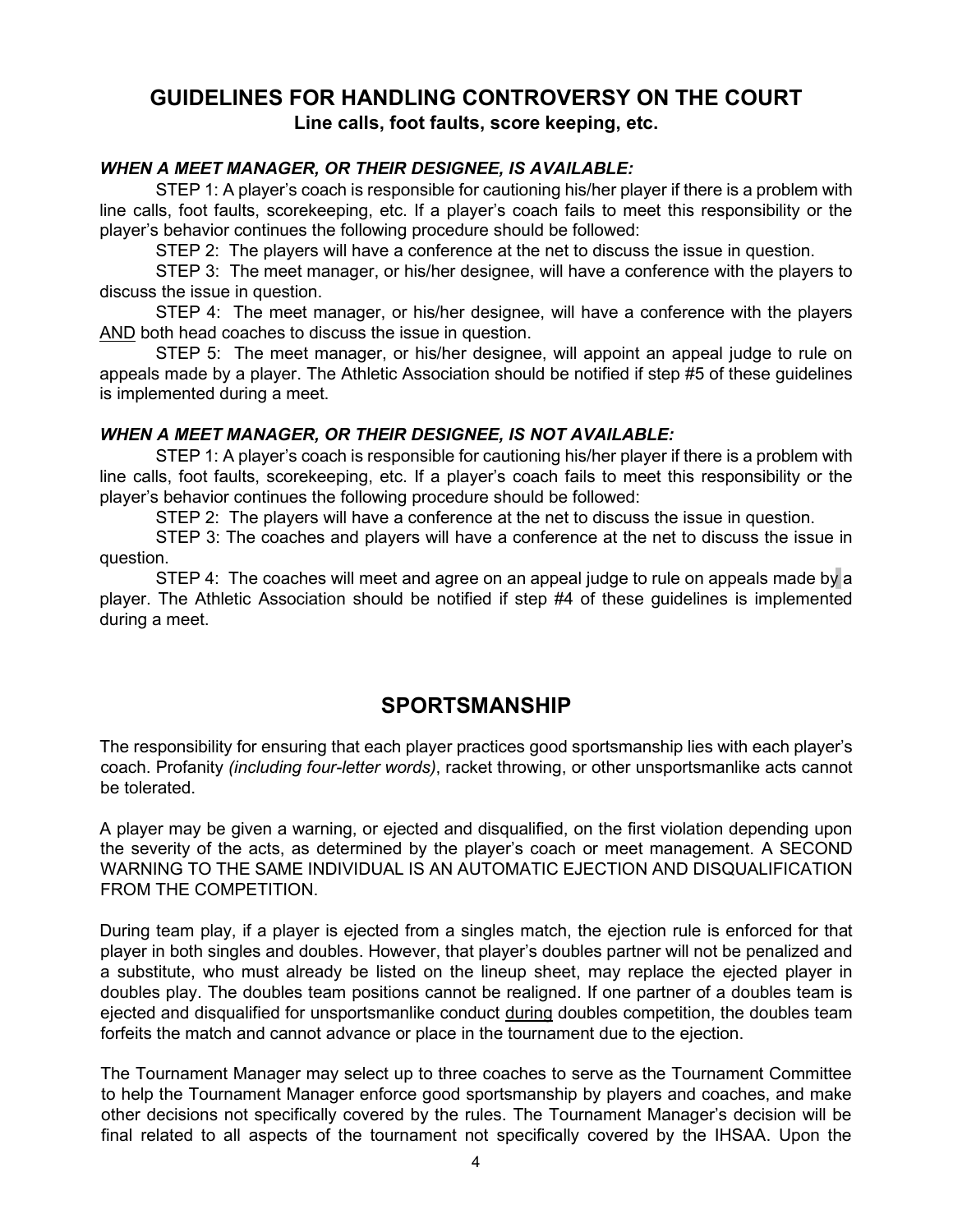## GUIDELINES FOR HANDLING CONTROVERSY ON THE COURT

**Line calls, foot faults, score keeping, etc.**

***WHEN A MEET MANAGER, OR THEIR DESIGNEE, IS AVAILABLE:***

STEP 1: A player's coach is responsible for cautioning his/her player if there is a problem with line calls, foot faults, scorekeeping, etc. If a player's coach fails to meet this responsibility or the player's behavior continues the following procedure should be followed:

STEP 2: The players will have a conference at the net to discuss the issue in question.

STEP 3: The meet manager, or his/her designee, will have a conference with the players to discuss the issue in question.

STEP 4: The meet manager, or his/her designee, will have a conference with the players <u>AND</u> both head coaches to discuss the issue in question.

STEP 5: The meet manager, or his/her designee, will appoint an appeal judge to rule on appeals made by a player. The Athletic Association should be notified if step #5 of these guidelines is implemented during a meet.

***WHEN A MEET MANAGER, OR THEIR DESIGNEE, IS NOT AVAILABLE:***

STEP 1: A player's coach is responsible for cautioning his/her player if there is a problem with line calls, foot faults, scorekeeping, etc. If a player's coach fails to meet this responsibility or the player's behavior continues the following procedure should be followed:

STEP 2: The players will have a conference at the net to discuss the issue in question.

STEP 3: The coaches and players will have a conference at the net to discuss the issue in question.

STEP 4: The coaches will meet and agree on an appeal judge to rule on appeals made by a player. The Athletic Association should be notified if step #4 of these guidelines is implemented during a meet.

## SPORTSMANSHIP

The responsibility for ensuring that each player practices good sportsmanship lies with each player's coach. Profanity *(including four-letter words)*, racket throwing, or other unsportsmanlike acts cannot be tolerated.

A player may be given a warning, or ejected and disqualified, on the first violation depending upon the severity of the acts, as determined by the player's coach or meet management. A SECOND WARNING TO THE SAME INDIVIDUAL IS AN AUTOMATIC EJECTION AND DISQUALIFICATION FROM THE COMPETITION.

During team play, if a player is ejected from a singles match, the ejection rule is enforced for that player in both singles and doubles. However, that player's doubles partner will not be penalized and a substitute, who must already be listed on the lineup sheet, may replace the ejected player in doubles play. The doubles team positions cannot be realigned. If one partner of a doubles team is ejected and disqualified for unsportsmanlike conduct <u>during</u> doubles competition, the doubles team forfeits the match and cannot advance or place in the tournament due to the ejection.

The Tournament Manager may select up to three coaches to serve as the Tournament Committee to help the Tournament Manager enforce good sportsmanship by players and coaches, and make other decisions not specifically covered by the rules. The Tournament Manager's decision will be final related to all aspects of the tournament not specifically covered by the IHSAA. Upon the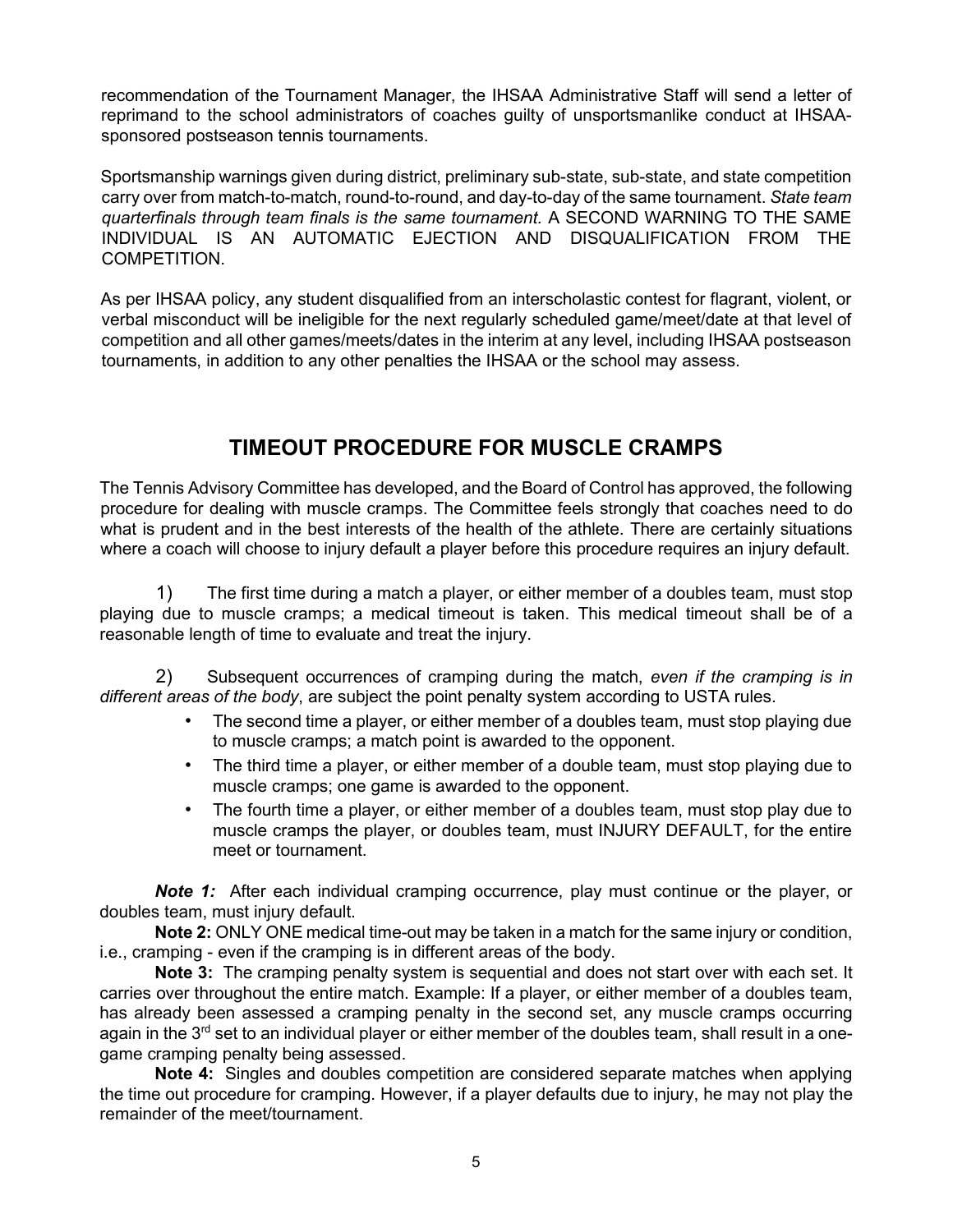recommendation of the Tournament Manager, the IHSAA Administrative Staff will send a letter of reprimand to the school administrators of coaches guilty of unsportsmanlike conduct at IHSAA-sponsored postseason tennis tournaments.

Sportsmanship warnings given during district, preliminary sub-state, sub-state, and state competition carry over from match-to-match, round-to-round, and day-to-day of the same tournament. *State team quarterfinals through team finals is the same tournament.* A SECOND WARNING TO THE SAME INDIVIDUAL IS AN AUTOMATIC EJECTION AND DISQUALIFICATION FROM THE COMPETITION.

As per IHSAA policy, any student disqualified from an interscholastic contest for flagrant, violent, or verbal misconduct will be ineligible for the next regularly scheduled game/meet/date at that level of competition and all other games/meets/dates in the interim at any level, including IHSAA postseason tournaments, in addition to any other penalties the IHSAA or the school may assess.

## TIMEOUT PROCEDURE FOR MUSCLE CRAMPS

The Tennis Advisory Committee has developed, and the Board of Control has approved, the following procedure for dealing with muscle cramps. The Committee feels strongly that coaches need to do what is prudent and in the best interests of the health of the athlete. There are certainly situations where a coach will choose to injury default a player before this procedure requires an injury default.

1) The first time during a match a player, or either member of a doubles team, must stop playing due to muscle cramps; a medical timeout is taken. This medical timeout shall be of a reasonable length of time to evaluate and treat the injury.

2) Subsequent occurrences of cramping during the match, *even if the cramping is in different areas of the body*, are subject the point penalty system according to USTA rules.

- The second time a player, or either member of a doubles team, must stop playing due to muscle cramps; a match point is awarded to the opponent.
- The third time a player, or either member of a double team, must stop playing due to muscle cramps; one game is awarded to the opponent.
- The fourth time a player, or either member of a doubles team, must stop play due to muscle cramps the player, or doubles team, must INJURY DEFAULT, for the entire meet or tournament.

***Note 1:*** After each individual cramping occurrence, play must continue or the player, or doubles team, must injury default.

**Note 2:** ONLY ONE medical time-out may be taken in a match for the same injury or condition, i.e., cramping - even if the cramping is in different areas of the body.

**Note 3:** The cramping penalty system is sequential and does not start over with each set. It carries over throughout the entire match. Example: If a player, or either member of a doubles team, has already been assessed a cramping penalty in the second set, any muscle cramps occurring again in the 3rd set to an individual player or either member of the doubles team, shall result in a one-game cramping penalty being assessed.

**Note 4:** Singles and doubles competition are considered separate matches when applying the time out procedure for cramping. However, if a player defaults due to injury, he may not play the remainder of the meet/tournament.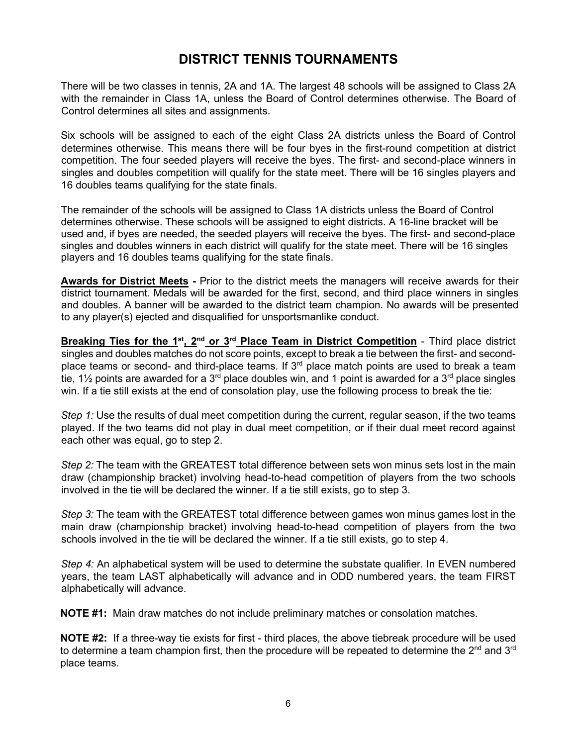# DISTRICT TENNIS TOURNAMENTS

There will be two classes in tennis, 2A and 1A. The largest 48 schools will be assigned to Class 2A with the remainder in Class 1A, unless the Board of Control determines otherwise. The Board of Control determines all sites and assignments.

Six schools will be assigned to each of the eight Class 2A districts unless the Board of Control determines otherwise. This means there will be four byes in the first-round competition at district competition. The four seeded players will receive the byes. The first- and second-place winners in singles and doubles competition will qualify for the state meet. There will be 16 singles players and 16 doubles teams qualifying for the state finals.

The remainder of the schools will be assigned to Class 1A districts unless the Board of Control determines otherwise. These schools will be assigned to eight districts. A 16-line bracket will be used and, if byes are needed, the seeded players will receive the byes. The first- and second-place singles and doubles winners in each district will qualify for the state meet. There will be 16 singles players and 16 doubles teams qualifying for the state finals.

**Awards for District Meets -** Prior to the district meets the managers will receive awards for their district tournament. Medals will be awarded for the first, second, and third place winners in singles and doubles. A banner will be awarded to the district team champion. No awards will be presented to any player(s) ejected and disqualified for unsportsmanlike conduct.

**Breaking Ties for the 1st, 2nd or 3rd Place Team in District Competition** - Third place district singles and doubles matches do not score points, except to break a tie between the first- and second-place teams or second- and third-place teams. If 3rd place match points are used to break a team tie, 1½ points are awarded for a 3rd place doubles win, and 1 point is awarded for a 3rd place singles win. If a tie still exists at the end of consolation play, use the following process to break the tie:

*Step 1:* Use the results of dual meet competition during the current, regular season, if the two teams played. If the two teams did not play in dual meet competition, or if their dual meet record against each other was equal, go to step 2.

*Step 2:* The team with the GREATEST total difference between sets won minus sets lost in the main draw (championship bracket) involving head-to-head competition of players from the two schools involved in the tie will be declared the winner. If a tie still exists, go to step 3.

*Step 3:* The team with the GREATEST total difference between games won minus games lost in the main draw (championship bracket) involving head-to-head competition of players from the two schools involved in the tie will be declared the winner. If a tie still exists, go to step 4.

*Step 4:* An alphabetical system will be used to determine the substate qualifier. In EVEN numbered years, the team LAST alphabetically will advance and in ODD numbered years, the team FIRST alphabetically will advance.

**NOTE #1:** Main draw matches do not include preliminary matches or consolation matches.

**NOTE #2:** If a three-way tie exists for first - third places, the above tiebreak procedure will be used to determine a team champion first, then the procedure will be repeated to determine the 2nd and 3rd place teams.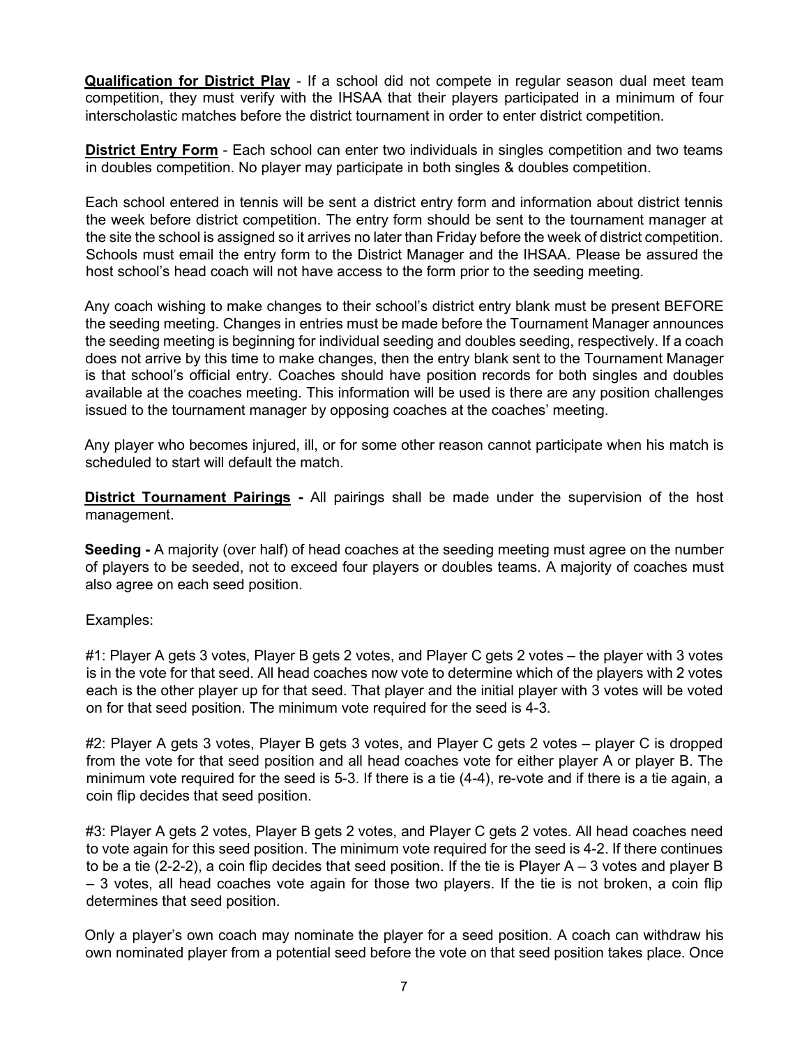**Qualification for District Play** - If a school did not compete in regular season dual meet team competition, they must verify with the IHSAA that their players participated in a minimum of four interscholastic matches before the district tournament in order to enter district competition.

**District Entry Form** - Each school can enter two individuals in singles competition and two teams in doubles competition. No player may participate in both singles & doubles competition.

Each school entered in tennis will be sent a district entry form and information about district tennis the week before district competition. The entry form should be sent to the tournament manager at the site the school is assigned so it arrives no later than Friday before the week of district competition. Schools must email the entry form to the District Manager and the IHSAA. Please be assured the host school's head coach will not have access to the form prior to the seeding meeting.

Any coach wishing to make changes to their school's district entry blank must be present BEFORE the seeding meeting. Changes in entries must be made before the Tournament Manager announces the seeding meeting is beginning for individual seeding and doubles seeding, respectively. If a coach does not arrive by this time to make changes, then the entry blank sent to the Tournament Manager is that school's official entry. Coaches should have position records for both singles and doubles available at the coaches meeting. This information will be used is there are any position challenges issued to the tournament manager by opposing coaches at the coaches' meeting.

Any player who becomes injured, ill, or for some other reason cannot participate when his match is scheduled to start will default the match.

**District Tournament Pairings -** All pairings shall be made under the supervision of the host management.

**Seeding -** A majority (over half) of head coaches at the seeding meeting must agree on the number of players to be seeded, not to exceed four players or doubles teams. A majority of coaches must also agree on each seed position.

Examples:

#1: Player A gets 3 votes, Player B gets 2 votes, and Player C gets 2 votes – the player with 3 votes is in the vote for that seed. All head coaches now vote to determine which of the players with 2 votes each is the other player up for that seed. That player and the initial player with 3 votes will be voted on for that seed position. The minimum vote required for the seed is 4-3.

#2: Player A gets 3 votes, Player B gets 3 votes, and Player C gets 2 votes – player C is dropped from the vote for that seed position and all head coaches vote for either player A or player B. The minimum vote required for the seed is 5-3. If there is a tie (4-4), re-vote and if there is a tie again, a coin flip decides that seed position.

#3: Player A gets 2 votes, Player B gets 2 votes, and Player C gets 2 votes. All head coaches need to vote again for this seed position. The minimum vote required for the seed is 4-2. If there continues to be a tie (2-2-2), a coin flip decides that seed position. If the tie is Player A – 3 votes and player B – 3 votes, all head coaches vote again for those two players. If the tie is not broken, a coin flip determines that seed position.

Only a player's own coach may nominate the player for a seed position. A coach can withdraw his own nominated player from a potential seed before the vote on that seed position takes place. Once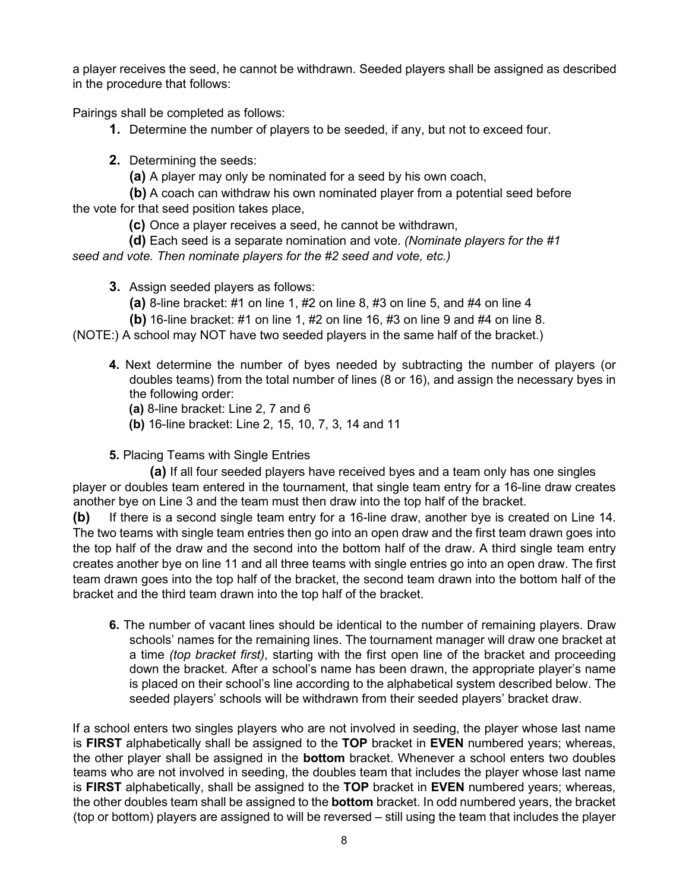a player receives the seed, he cannot be withdrawn. Seeded players shall be assigned as described in the procedure that follows:

Pairings shall be completed as follows:

**1.** Determine the number of players to be seeded, if any, but not to exceed four.

**2.** Determining the seeds:

**(a)** A player may only be nominated for a seed by his own coach,

**(b)** A coach can withdraw his own nominated player from a potential seed before the vote for that seed position takes place,

**(c)** Once a player receives a seed, he cannot be withdrawn,

**(d)** Each seed is a separate nomination and vote. *(Nominate players for the #1 seed and vote. Then nominate players for the #2 seed and vote, etc.)*

**3.** Assign seeded players as follows:

**(a)** 8-line bracket: #1 on line 1, #2 on line 8, #3 on line 5, and #4 on line 4

**(b)** 16-line bracket: #1 on line 1, #2 on line 16, #3 on line 9 and #4 on line 8.

(NOTE:) A school may NOT have two seeded players in the same half of the bracket.)

**4.** Next determine the number of byes needed by subtracting the number of players (or doubles teams) from the total number of lines (8 or 16), and assign the necessary byes in the following order:

**(a)** 8-line bracket: Line 2, 7 and 6

**(b)** 16-line bracket: Line 2, 15, 10, 7, 3, 14 and 11

**5.** Placing Teams with Single Entries

**(a)** If all four seeded players have received byes and a team only has one singles player or doubles team entered in the tournament, that single team entry for a 16-line draw creates another bye on Line 3 and the team must then draw into the top half of the bracket.

**(b)** If there is a second single team entry for a 16-line draw, another bye is created on Line 14. The two teams with single team entries then go into an open draw and the first team drawn goes into the top half of the draw and the second into the bottom half of the draw. A third single team entry creates another bye on line 11 and all three teams with single entries go into an open draw. The first team drawn goes into the top half of the bracket, the second team drawn into the bottom half of the bracket and the third team drawn into the top half of the bracket.

**6.** The number of vacant lines should be identical to the number of remaining players. Draw schools' names for the remaining lines. The tournament manager will draw one bracket at a time *(top bracket first)*, starting with the first open line of the bracket and proceeding down the bracket. After a school's name has been drawn, the appropriate player's name is placed on their school's line according to the alphabetical system described below. The seeded players' schools will be withdrawn from their seeded players' bracket draw.

If a school enters two singles players who are not involved in seeding, the player whose last name is **FIRST** alphabetically shall be assigned to the **TOP** bracket in **EVEN** numbered years; whereas, the other player shall be assigned in the **bottom** bracket. Whenever a school enters two doubles teams who are not involved in seeding, the doubles team that includes the player whose last name is **FIRST** alphabetically, shall be assigned to the **TOP** bracket in **EVEN** numbered years; whereas, the other doubles team shall be assigned to the **bottom** bracket. In odd numbered years, the bracket (top or bottom) players are assigned to will be reversed – still using the team that includes the player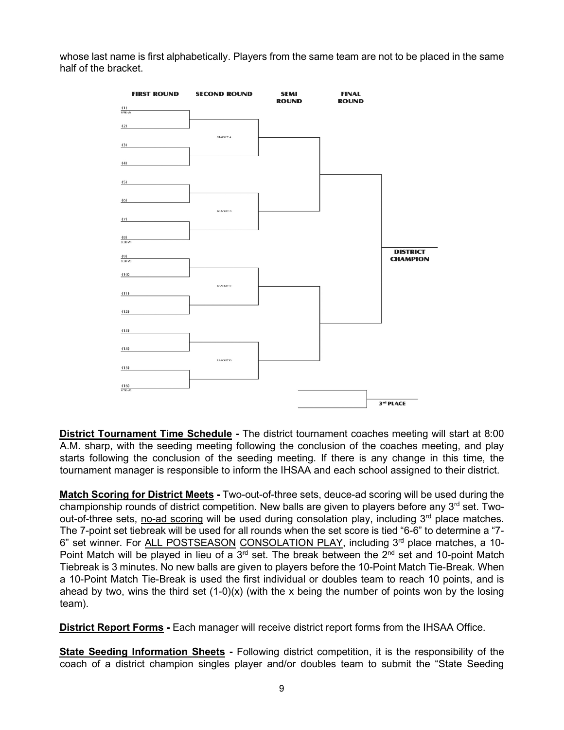whose last name is first alphabetically. Players from the same team are not to be placed in the same half of the bracket.

FIRST ROUND | SECOND ROUND | SEMI ROUND | FINAL ROUND

(1) SEED #1
(2)
BRACKET A
(3)
(4)
(5)
(6)
BRACKET B
(7)
(8) SEED #4
(9) SEED #3
(10)
BRACKET C
(11)
(12)
(13)
(14)
BRACKET D
(15)
(16) SEED #2

DISTRICT CHAMPION

3rd PLACE

**District Tournament Time Schedule -** The district tournament coaches meeting will start at 8:00 A.M. sharp, with the seeding meeting following the conclusion of the coaches meeting, and play starts following the conclusion of the seeding meeting. If there is any change in this time, the tournament manager is responsible to inform the IHSAA and each school assigned to their district.

**Match Scoring for District Meets -** Two-out-of-three sets, deuce-ad scoring will be used during the championship rounds of district competition. New balls are given to players before any 3rd set. Two-out-of-three sets, no-ad scoring will be used during consolation play, including 3rd place matches. The 7-point set tiebreak will be used for all rounds when the set score is tied "6-6" to determine a "7-6" set winner. For ALL POSTSEASON CONSOLATION PLAY, including 3rd place matches, a 10-Point Match will be played in lieu of a 3rd set. The break between the 2nd set and 10-point Match Tiebreak is 3 minutes. No new balls are given to players before the 10-Point Match Tie-Break. When a 10-Point Match Tie-Break is used the first individual or doubles team to reach 10 points, and is ahead by two, wins the third set (1-0)(x) (with the x being the number of points won by the losing team).

**District Report Forms -** Each manager will receive district report forms from the IHSAA Office.

**State Seeding Information Sheets -** Following district competition, it is the responsibility of the coach of a district champion singles player and/or doubles team to submit the "State Seeding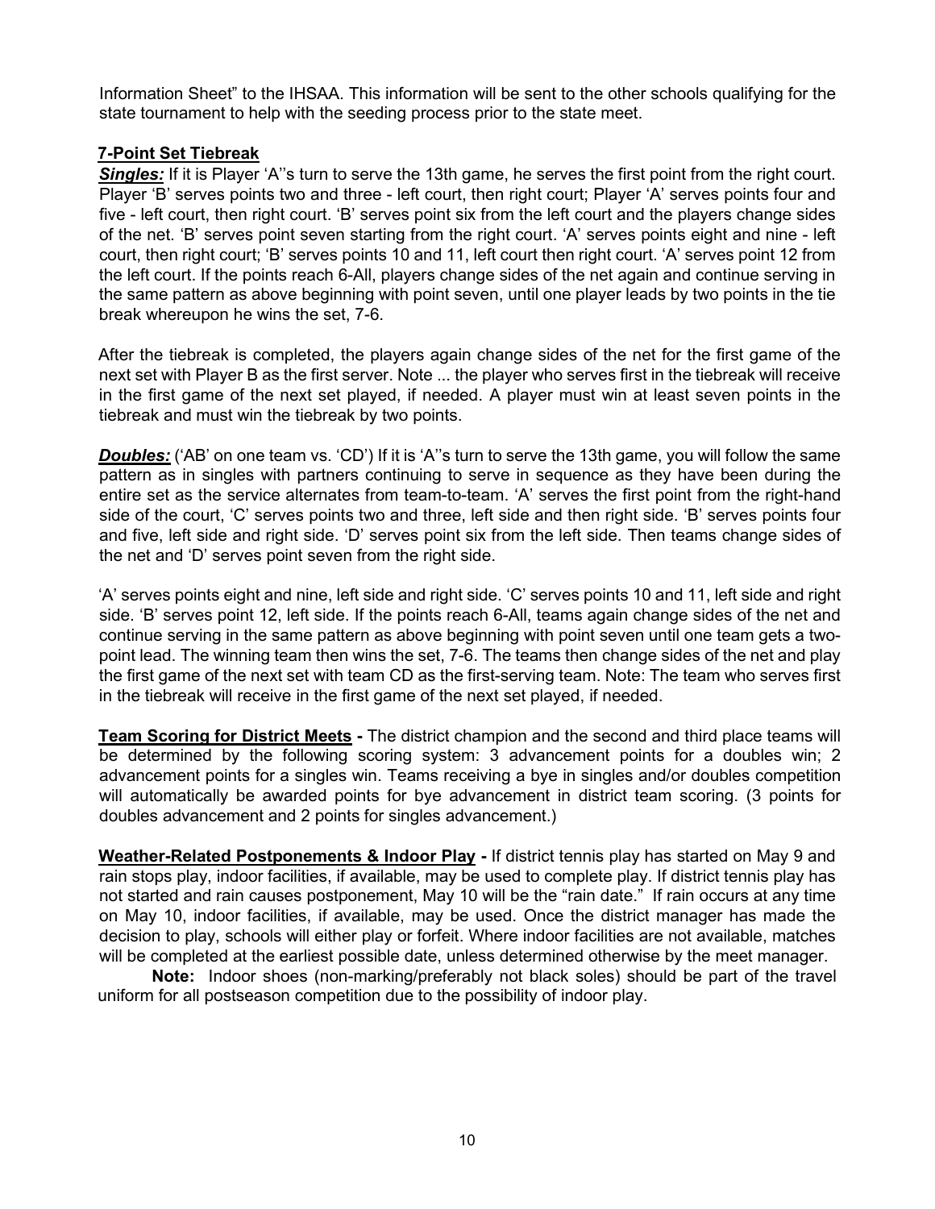Information Sheet" to the IHSAA. This information will be sent to the other schools qualifying for the state tournament to help with the seeding process prior to the state meet.

## 7-Point Set Tiebreak

***Singles:*** If it is Player 'A''s turn to serve the 13th game, he serves the first point from the right court. Player 'B' serves points two and three - left court, then right court; Player 'A' serves points four and five - left court, then right court. 'B' serves point six from the left court and the players change sides of the net. 'B' serves point seven starting from the right court. 'A' serves points eight and nine - left court, then right court; 'B' serves points 10 and 11, left court then right court. 'A' serves point 12 from the left court. If the points reach 6-All, players change sides of the net again and continue serving in the same pattern as above beginning with point seven, until one player leads by two points in the tie break whereupon he wins the set, 7-6.

After the tiebreak is completed, the players again change sides of the net for the first game of the next set with Player B as the first server. Note ... the player who serves first in the tiebreak will receive in the first game of the next set played, if needed. A player must win at least seven points in the tiebreak and must win the tiebreak by two points.

***Doubles:*** ('AB' on one team vs. 'CD') If it is 'A''s turn to serve the 13th game, you will follow the same pattern as in singles with partners continuing to serve in sequence as they have been during the entire set as the service alternates from team-to-team. 'A' serves the first point from the right-hand side of the court, 'C' serves points two and three, left side and then right side. 'B' serves points four and five, left side and right side. 'D' serves point six from the left side. Then teams change sides of the net and 'D' serves point seven from the right side.

'A' serves points eight and nine, left side and right side. 'C' serves points 10 and 11, left side and right side. 'B' serves point 12, left side. If the points reach 6-All, teams again change sides of the net and continue serving in the same pattern as above beginning with point seven until one team gets a two-point lead. The winning team then wins the set, 7-6. The teams then change sides of the net and play the first game of the next set with team CD as the first-serving team. Note: The team who serves first in the tiebreak will receive in the first game of the next set played, if needed.

**Team Scoring for District Meets -** The district champion and the second and third place teams will be determined by the following scoring system: 3 advancement points for a doubles win; 2 advancement points for a singles win. Teams receiving a bye in singles and/or doubles competition will automatically be awarded points for bye advancement in district team scoring. (3 points for doubles advancement and 2 points for singles advancement.)

**Weather-Related Postponements & Indoor Play -** If district tennis play has started on May 9 and rain stops play, indoor facilities, if available, may be used to complete play. If district tennis play has not started and rain causes postponement, May 10 will be the "rain date." If rain occurs at any time on May 10, indoor facilities, if available, may be used. Once the district manager has made the decision to play, schools will either play or forfeit. Where indoor facilities are not available, matches will be completed at the earliest possible date, unless determined otherwise by the meet manager.

**Note:** Indoor shoes (non-marking/preferably not black soles) should be part of the travel uniform for all postseason competition due to the possibility of indoor play.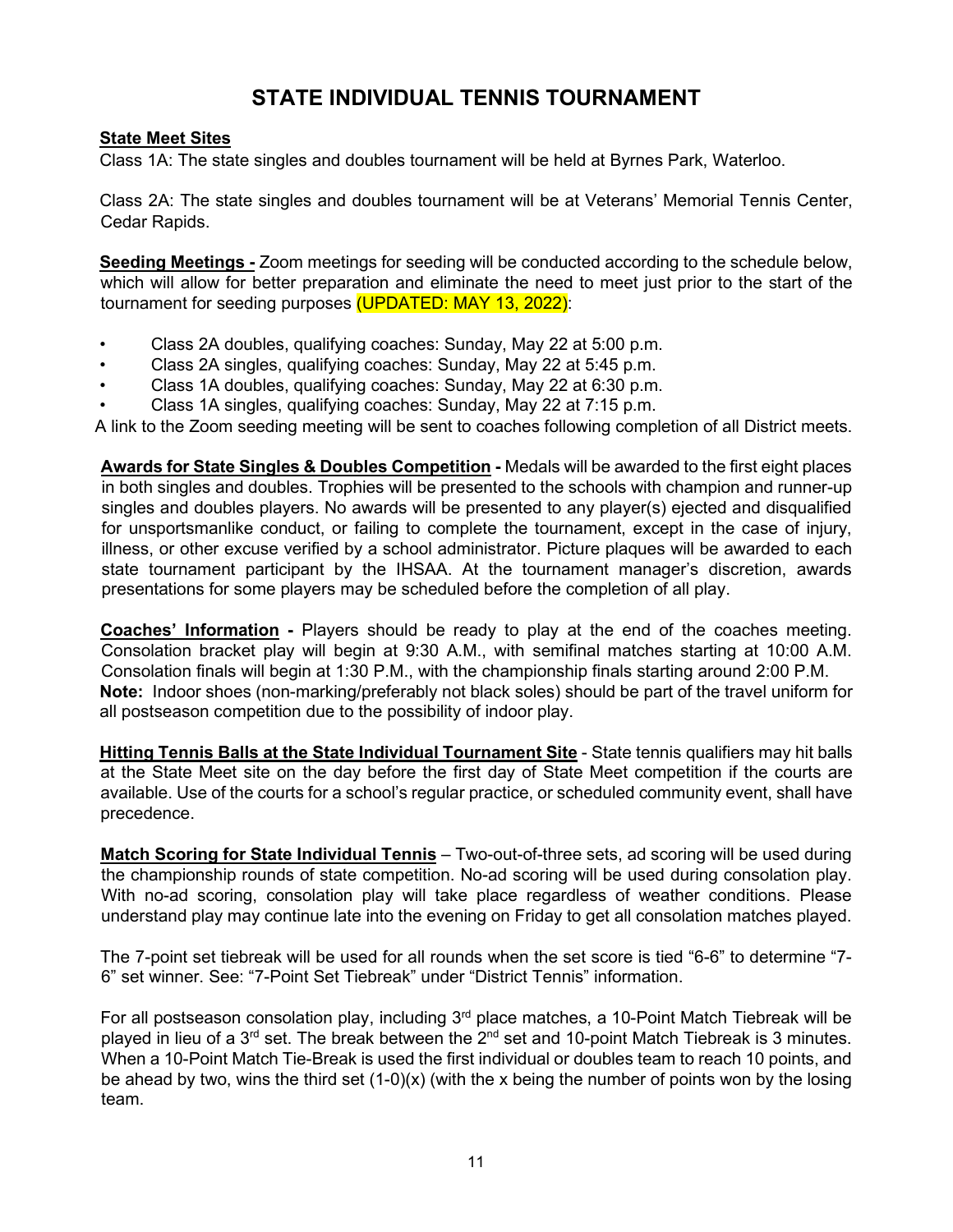# STATE INDIVIDUAL TENNIS TOURNAMENT

**State Meet Sites**

Class 1A: The state singles and doubles tournament will be held at Byrnes Park, Waterloo.

Class 2A: The state singles and doubles tournament will be at Veterans' Memorial Tennis Center, Cedar Rapids.

**Seeding Meetings -** Zoom meetings for seeding will be conducted according to the schedule below, which will allow for better preparation and eliminate the need to meet just prior to the start of the tournament for seeding purposes (UPDATED: MAY 13, 2022):

- Class 2A doubles, qualifying coaches: Sunday, May 22 at 5:00 p.m.
- Class 2A singles, qualifying coaches: Sunday, May 22 at 5:45 p.m.
- Class 1A doubles, qualifying coaches: Sunday, May 22 at 6:30 p.m.
- Class 1A singles, qualifying coaches: Sunday, May 22 at 7:15 p.m.

A link to the Zoom seeding meeting will be sent to coaches following completion of all District meets.

**Awards for State Singles & Doubles Competition -** Medals will be awarded to the first eight places in both singles and doubles. Trophies will be presented to the schools with champion and runner-up singles and doubles players. No awards will be presented to any player(s) ejected and disqualified for unsportsmanlike conduct, or failing to complete the tournament, except in the case of injury, illness, or other excuse verified by a school administrator. Picture plaques will be awarded to each state tournament participant by the IHSAA. At the tournament manager's discretion, awards presentations for some players may be scheduled before the completion of all play.

**Coaches' Information -** Players should be ready to play at the end of the coaches meeting. Consolation bracket play will begin at 9:30 A.M., with semifinal matches starting at 10:00 A.M. Consolation finals will begin at 1:30 P.M., with the championship finals starting around 2:00 P.M.
**Note:** Indoor shoes (non-marking/preferably not black soles) should be part of the travel uniform for all postseason competition due to the possibility of indoor play.

**Hitting Tennis Balls at the State Individual Tournament Site** - State tennis qualifiers may hit balls at the State Meet site on the day before the first day of State Meet competition if the courts are available. Use of the courts for a school's regular practice, or scheduled community event, shall have precedence.

**Match Scoring for State Individual Tennis** – Two-out-of-three sets, ad scoring will be used during the championship rounds of state competition. No-ad scoring will be used during consolation play. With no-ad scoring, consolation play will take place regardless of weather conditions. Please understand play may continue late into the evening on Friday to get all consolation matches played.

The 7-point set tiebreak will be used for all rounds when the set score is tied "6-6" to determine "7-6" set winner. See: "7-Point Set Tiebreak" under "District Tennis" information.

For all postseason consolation play, including 3rd place matches, a 10-Point Match Tiebreak will be played in lieu of a 3rd set. The break between the 2nd set and 10-point Match Tiebreak is 3 minutes. When a 10-Point Match Tie-Break is used the first individual or doubles team to reach 10 points, and be ahead by two, wins the third set (1-0)(x) (with the x being the number of points won by the losing team.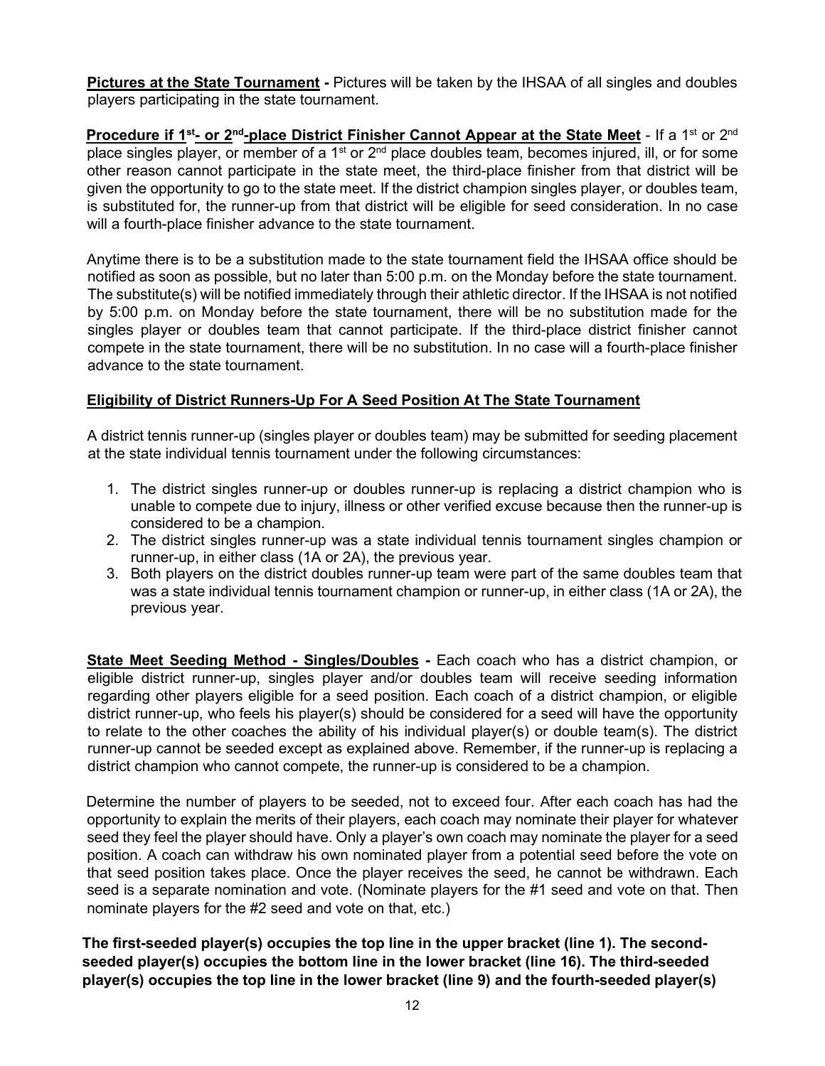**Pictures at the State Tournament -** Pictures will be taken by the IHSAA of all singles and doubles players participating in the state tournament.

**Procedure if 1st- or 2nd-place District Finisher Cannot Appear at the State Meet** - If a 1st or 2nd place singles player, or member of a 1st or 2nd place doubles team, becomes injured, ill, or for some other reason cannot participate in the state meet, the third-place finisher from that district will be given the opportunity to go to the state meet. If the district champion singles player, or doubles team, is substituted for, the runner-up from that district will be eligible for seed consideration. In no case will a fourth-place finisher advance to the state tournament.

Anytime there is to be a substitution made to the state tournament field the IHSAA office should be notified as soon as possible, but no later than 5:00 p.m. on the Monday before the state tournament. The substitute(s) will be notified immediately through their athletic director. If the IHSAA is not notified by 5:00 p.m. on Monday before the state tournament, there will be no substitution made for the singles player or doubles team that cannot participate. If the third-place district finisher cannot compete in the state tournament, there will be no substitution. In no case will a fourth-place finisher advance to the state tournament.

**Eligibility of District Runners-Up For A Seed Position At The State Tournament**

A district tennis runner-up (singles player or doubles team) may be submitted for seeding placement at the state individual tennis tournament under the following circumstances:

1. The district singles runner-up or doubles runner-up is replacing a district champion who is unable to compete due to injury, illness or other verified excuse because then the runner-up is considered to be a champion.
2. The district singles runner-up was a state individual tennis tournament singles champion or runner-up, in either class (1A or 2A), the previous year.
3. Both players on the district doubles runner-up team were part of the same doubles team that was a state individual tennis tournament champion or runner-up, in either class (1A or 2A), the previous year.

**State Meet Seeding Method - Singles/Doubles -** Each coach who has a district champion, or eligible district runner-up, singles player and/or doubles team will receive seeding information regarding other players eligible for a seed position. Each coach of a district champion, or eligible district runner-up, who feels his player(s) should be considered for a seed will have the opportunity to relate to the other coaches the ability of his individual player(s) or double team(s). The district runner-up cannot be seeded except as explained above. Remember, if the runner-up is replacing a district champion who cannot compete, the runner-up is considered to be a champion.

Determine the number of players to be seeded, not to exceed four. After each coach has had the opportunity to explain the merits of their players, each coach may nominate their player for whatever seed they feel the player should have. Only a player's own coach may nominate the player for a seed position. A coach can withdraw his own nominated player from a potential seed before the vote on that seed position takes place. Once the player receives the seed, he cannot be withdrawn. Each seed is a separate nomination and vote. (Nominate players for the #1 seed and vote on that. Then nominate players for the #2 seed and vote on that, etc.)

**The first-seeded player(s) occupies the top line in the upper bracket (line 1). The second-seeded player(s) occupies the bottom line in the lower bracket (line 16). The third-seeded player(s) occupies the top line in the lower bracket (line 9) and the fourth-seeded player(s)**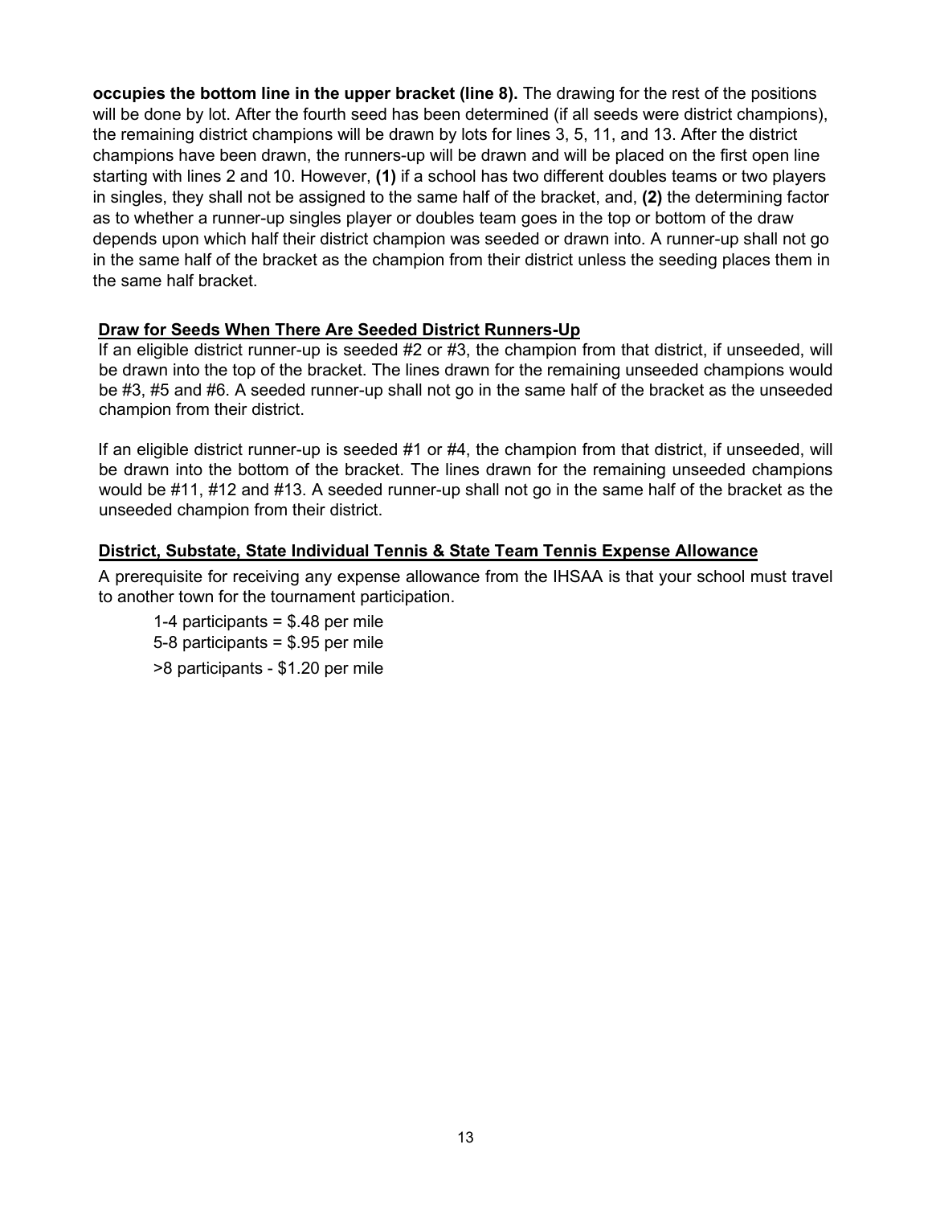**occupies the bottom line in the upper bracket (line 8).** The drawing for the rest of the positions will be done by lot. After the fourth seed has been determined (if all seeds were district champions), the remaining district champions will be drawn by lots for lines 3, 5, 11, and 13. After the district champions have been drawn, the runners-up will be drawn and will be placed on the first open line starting with lines 2 and 10. However, **(1)** if a school has two different doubles teams or two players in singles, they shall not be assigned to the same half of the bracket, and, **(2)** the determining factor as to whether a runner-up singles player or doubles team goes in the top or bottom of the draw depends upon which half their district champion was seeded or drawn into. A runner-up shall not go in the same half of the bracket as the champion from their district unless the seeding places them in the same half bracket.

### Draw for Seeds When There Are Seeded District Runners-Up

If an eligible district runner-up is seeded #2 or #3, the champion from that district, if unseeded, will be drawn into the top of the bracket. The lines drawn for the remaining unseeded champions would be #3, #5 and #6. A seeded runner-up shall not go in the same half of the bracket as the unseeded champion from their district.

If an eligible district runner-up is seeded #1 or #4, the champion from that district, if unseeded, will be drawn into the bottom of the bracket. The lines drawn for the remaining unseeded champions would be #11, #12 and #13. A seeded runner-up shall not go in the same half of the bracket as the unseeded champion from their district.

### District, Substate, State Individual Tennis & State Team Tennis Expense Allowance

A prerequisite for receiving any expense allowance from the IHSAA is that your school must travel to another town for the tournament participation.

1-4 participants = $.48 per mile

5-8 participants = $.95 per mile

>8 participants - $1.20 per mile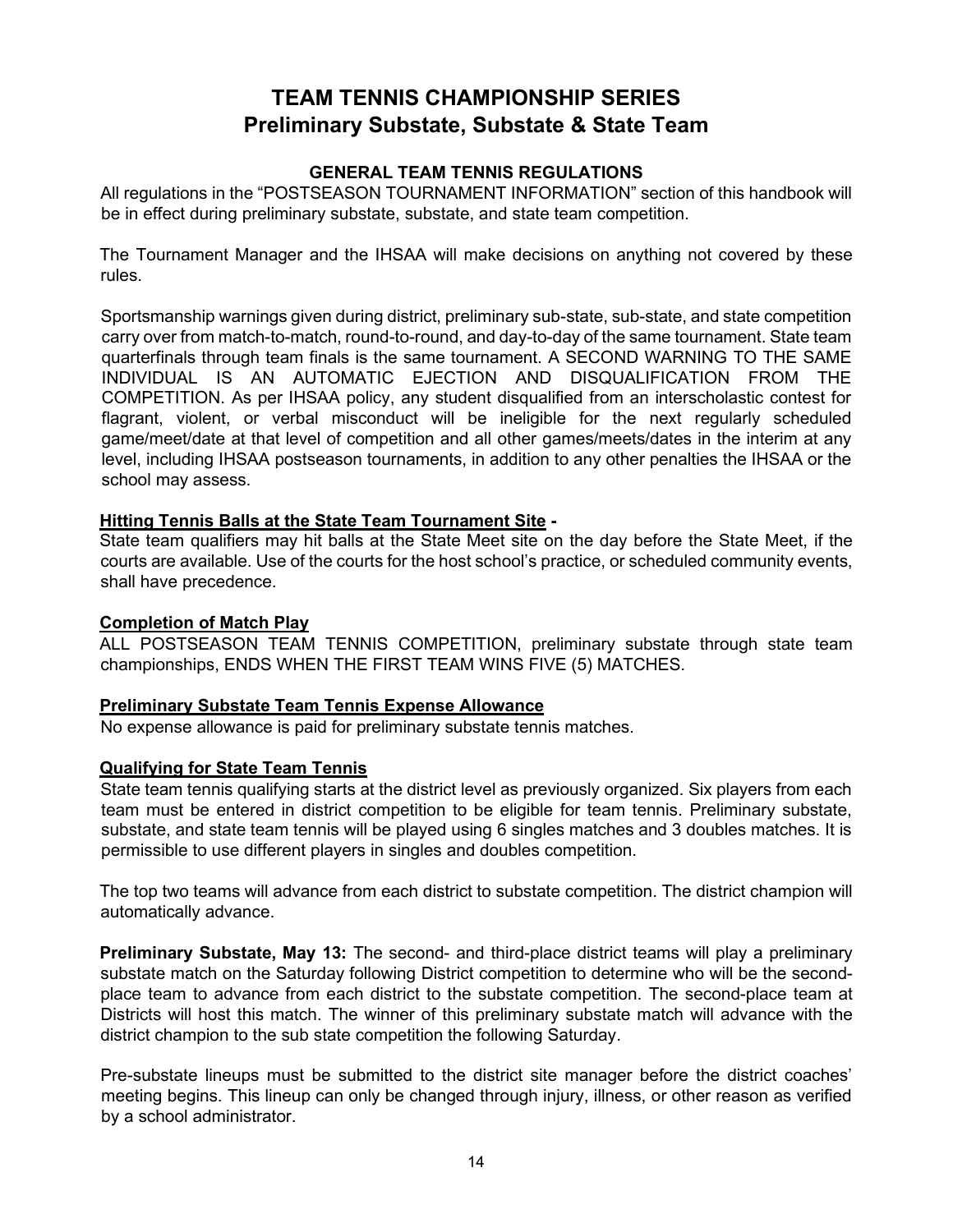# TEAM TENNIS CHAMPIONSHIP SERIES
# Preliminary Substate, Substate & State Team

### GENERAL TEAM TENNIS REGULATIONS

All regulations in the "POSTSEASON TOURNAMENT INFORMATION" section of this handbook will be in effect during preliminary substate, substate, and state team competition.

The Tournament Manager and the IHSAA will make decisions on anything not covered by these rules.

Sportsmanship warnings given during district, preliminary sub-state, sub-state, and state competition carry over from match-to-match, round-to-round, and day-to-day of the same tournament. State team quarterfinals through team finals is the same tournament. A SECOND WARNING TO THE SAME INDIVIDUAL IS AN AUTOMATIC EJECTION AND DISQUALIFICATION FROM THE COMPETITION. As per IHSAA policy, any student disqualified from an interscholastic contest for flagrant, violent, or verbal misconduct will be ineligible for the next regularly scheduled game/meet/date at that level of competition and all other games/meets/dates in the interim at any level, including IHSAA postseason tournaments, in addition to any other penalties the IHSAA or the school may assess.

**Hitting Tennis Balls at the State Team Tournament Site -**

State team qualifiers may hit balls at the State Meet site on the day before the State Meet, if the courts are available. Use of the courts for the host school's practice, or scheduled community events, shall have precedence.

**Completion of Match Play**

ALL POSTSEASON TEAM TENNIS COMPETITION, preliminary substate through state team championships, ENDS WHEN THE FIRST TEAM WINS FIVE (5) MATCHES.

**Preliminary Substate Team Tennis Expense Allowance**

No expense allowance is paid for preliminary substate tennis matches.

**Qualifying for State Team Tennis**

State team tennis qualifying starts at the district level as previously organized. Six players from each team must be entered in district competition to be eligible for team tennis. Preliminary substate, substate, and state team tennis will be played using 6 singles matches and 3 doubles matches. It is permissible to use different players in singles and doubles competition.

The top two teams will advance from each district to substate competition. The district champion will automatically advance.

**Preliminary Substate, May 13:** The second- and third-place district teams will play a preliminary substate match on the Saturday following District competition to determine who will be the second-place team to advance from each district to the substate competition. The second-place team at Districts will host this match. The winner of this preliminary substate match will advance with the district champion to the sub state competition the following Saturday.

Pre-substate lineups must be submitted to the district site manager before the district coaches' meeting begins. This lineup can only be changed through injury, illness, or other reason as verified by a school administrator.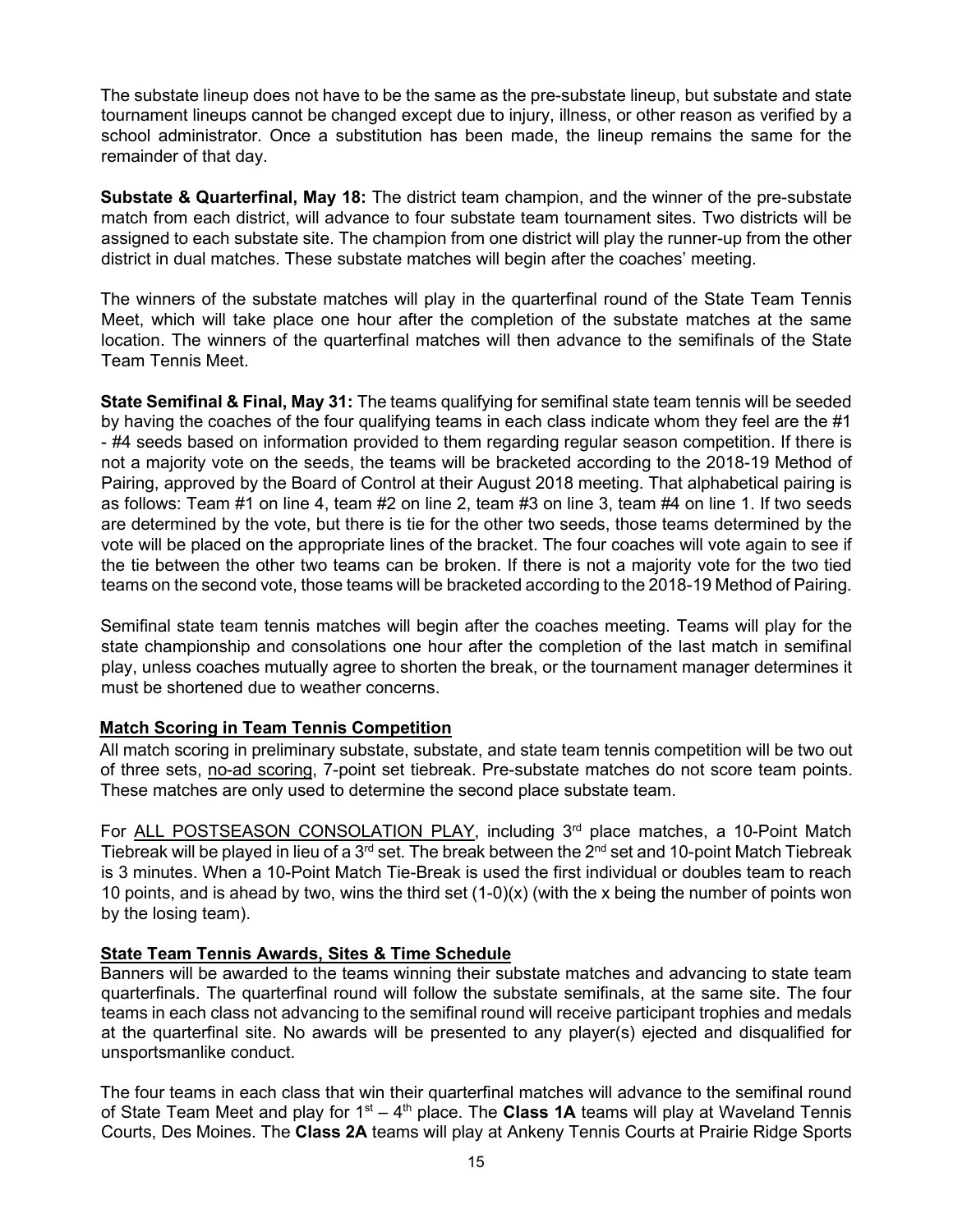The substate lineup does not have to be the same as the pre-substate lineup, but substate and state tournament lineups cannot be changed except due to injury, illness, or other reason as verified by a school administrator. Once a substitution has been made, the lineup remains the same for the remainder of that day.

**Substate & Quarterfinal, May 18:** The district team champion, and the winner of the pre-substate match from each district, will advance to four substate team tournament sites. Two districts will be assigned to each substate site. The champion from one district will play the runner-up from the other district in dual matches. These substate matches will begin after the coaches' meeting.

The winners of the substate matches will play in the quarterfinal round of the State Team Tennis Meet, which will take place one hour after the completion of the substate matches at the same location. The winners of the quarterfinal matches will then advance to the semifinals of the State Team Tennis Meet.

**State Semifinal & Final, May 31:** The teams qualifying for semifinal state team tennis will be seeded by having the coaches of the four qualifying teams in each class indicate whom they feel are the #1 - #4 seeds based on information provided to them regarding regular season competition. If there is not a majority vote on the seeds, the teams will be bracketed according to the 2018-19 Method of Pairing, approved by the Board of Control at their August 2018 meeting. That alphabetical pairing is as follows: Team #1 on line 4, team #2 on line 2, team #3 on line 3, team #4 on line 1. If two seeds are determined by the vote, but there is tie for the other two seeds, those teams determined by the vote will be placed on the appropriate lines of the bracket. The four coaches will vote again to see if the tie between the other two teams can be broken. If there is not a majority vote for the two tied teams on the second vote, those teams will be bracketed according to the 2018-19 Method of Pairing.

Semifinal state team tennis matches will begin after the coaches meeting. Teams will play for the state championship and consolations one hour after the completion of the last match in semifinal play, unless coaches mutually agree to shorten the break, or the tournament manager determines it must be shortened due to weather concerns.

## Match Scoring in Team Tennis Competition

All match scoring in preliminary substate, substate, and state team tennis competition will be two out of three sets, no-ad scoring, 7-point set tiebreak. Pre-substate matches do not score team points. These matches are only used to determine the second place substate team.

For ALL POSTSEASON CONSOLATION PLAY, including 3rd place matches, a 10-Point Match Tiebreak will be played in lieu of a 3rd set. The break between the 2nd set and 10-point Match Tiebreak is 3 minutes. When a 10-Point Match Tie-Break is used the first individual or doubles team to reach 10 points, and is ahead by two, wins the third set (1-0)(x) (with the x being the number of points won by the losing team).

## State Team Tennis Awards, Sites & Time Schedule

Banners will be awarded to the teams winning their substate matches and advancing to state team quarterfinals. The quarterfinal round will follow the substate semifinals, at the same site. The four teams in each class not advancing to the semifinal round will receive participant trophies and medals at the quarterfinal site. No awards will be presented to any player(s) ejected and disqualified for unsportsmanlike conduct.

The four teams in each class that win their quarterfinal matches will advance to the semifinal round of State Team Meet and play for 1st – 4th place. The **Class 1A** teams will play at Waveland Tennis Courts, Des Moines. The **Class 2A** teams will play at Ankeny Tennis Courts at Prairie Ridge Sports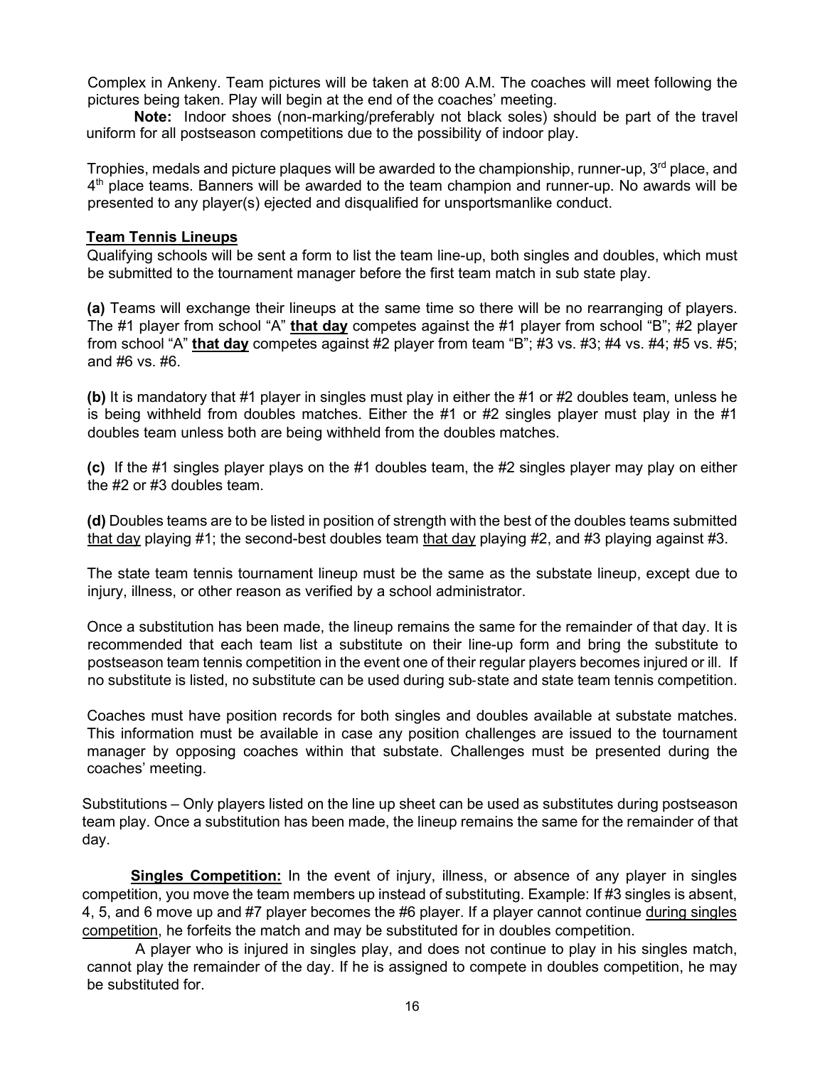Complex in Ankeny. Team pictures will be taken at 8:00 A.M. The coaches will meet following the pictures being taken. Play will begin at the end of the coaches' meeting.

**Note:** Indoor shoes (non-marking/preferably not black soles) should be part of the travel uniform for all postseason competitions due to the possibility of indoor play.

Trophies, medals and picture plaques will be awarded to the championship, runner-up, 3rd place, and 4th place teams. Banners will be awarded to the team champion and runner-up. No awards will be presented to any player(s) ejected and disqualified for unsportsmanlike conduct.

**Team Tennis Lineups**

Qualifying schools will be sent a form to list the team line-up, both singles and doubles, which must be submitted to the tournament manager before the first team match in sub state play.

**(a)** Teams will exchange their lineups at the same time so there will be no rearranging of players. The #1 player from school "A" **that day** competes against the #1 player from school "B"; #2 player from school "A" **that day** competes against #2 player from team "B"; #3 vs. #3; #4 vs. #4; #5 vs. #5; and #6 vs. #6.

**(b)** It is mandatory that #1 player in singles must play in either the #1 or #2 doubles team, unless he is being withheld from doubles matches. Either the #1 or #2 singles player must play in the #1 doubles team unless both are being withheld from the doubles matches.

**(c)** If the #1 singles player plays on the #1 doubles team, the #2 singles player may play on either the #2 or #3 doubles team.

**(d)** Doubles teams are to be listed in position of strength with the best of the doubles teams submitted that day playing #1; the second-best doubles team that day playing #2, and #3 playing against #3.

The state team tennis tournament lineup must be the same as the substate lineup, except due to injury, illness, or other reason as verified by a school administrator.

Once a substitution has been made, the lineup remains the same for the remainder of that day. It is recommended that each team list a substitute on their line-up form and bring the substitute to postseason team tennis competition in the event one of their regular players becomes injured or ill. If no substitute is listed, no substitute can be used during sub-state and state team tennis competition.

Coaches must have position records for both singles and doubles available at substate matches. This information must be available in case any position challenges are issued to the tournament manager by opposing coaches within that substate. Challenges must be presented during the coaches' meeting.

Substitutions – Only players listed on the line up sheet can be used as substitutes during postseason team play. Once a substitution has been made, the lineup remains the same for the remainder of that day.

**Singles Competition:** In the event of injury, illness, or absence of any player in singles competition, you move the team members up instead of substituting. Example: If #3 singles is absent, 4, 5, and 6 move up and #7 player becomes the #6 player. If a player cannot continue during singles competition, he forfeits the match and may be substituted for in doubles competition.

A player who is injured in singles play, and does not continue to play in his singles match, cannot play the remainder of the day. If he is assigned to compete in doubles competition, he may be substituted for.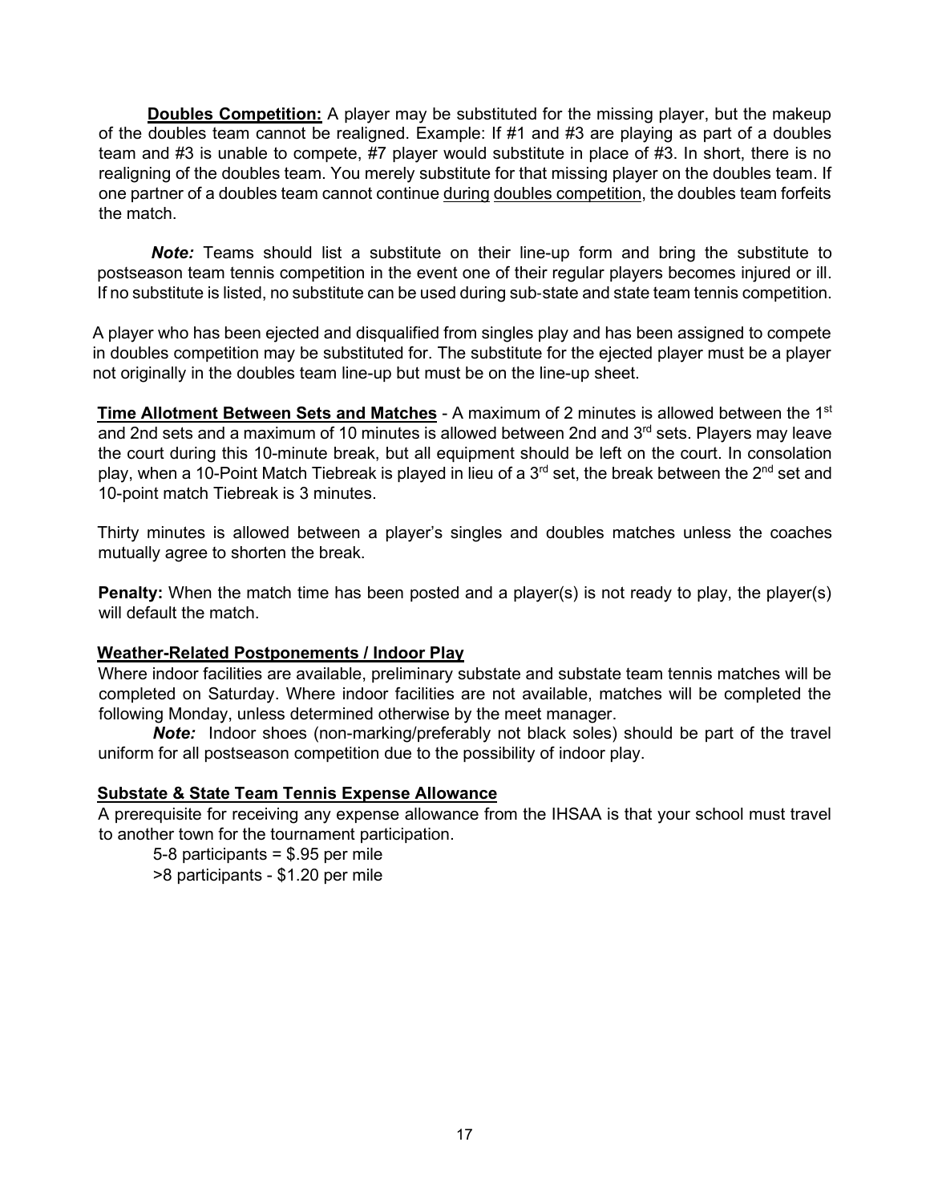**Doubles Competition:** A player may be substituted for the missing player, but the makeup of the doubles team cannot be realigned. Example: If #1 and #3 are playing as part of a doubles team and #3 is unable to compete, #7 player would substitute in place of #3. In short, there is no realigning of the doubles team. You merely substitute for that missing player on the doubles team. If one partner of a doubles team cannot continue during doubles competition, the doubles team forfeits the match.

***Note:*** Teams should list a substitute on their line-up form and bring the substitute to postseason team tennis competition in the event one of their regular players becomes injured or ill. If no substitute is listed, no substitute can be used during sub-state and state team tennis competition.

A player who has been ejected and disqualified from singles play and has been assigned to compete in doubles competition may be substituted for. The substitute for the ejected player must be a player not originally in the doubles team line-up but must be on the line-up sheet.

**Time Allotment Between Sets and Matches** - A maximum of 2 minutes is allowed between the 1st and 2nd sets and a maximum of 10 minutes is allowed between 2nd and 3rd sets. Players may leave the court during this 10-minute break, but all equipment should be left on the court. In consolation play, when a 10-Point Match Tiebreak is played in lieu of a 3rd set, the break between the 2nd set and 10-point match Tiebreak is 3 minutes.

Thirty minutes is allowed between a player's singles and doubles matches unless the coaches mutually agree to shorten the break.

**Penalty:** When the match time has been posted and a player(s) is not ready to play, the player(s) will default the match.

**Weather-Related Postponements / Indoor Play**

Where indoor facilities are available, preliminary substate and substate team tennis matches will be completed on Saturday. Where indoor facilities are not available, matches will be completed the following Monday, unless determined otherwise by the meet manager.

***Note:*** Indoor shoes (non-marking/preferably not black soles) should be part of the travel uniform for all postseason competition due to the possibility of indoor play.

**Substate & State Team Tennis Expense Allowance**

A prerequisite for receiving any expense allowance from the IHSAA is that your school must travel to another town for the tournament participation.

5-8 participants = $.95 per mile
>8 participants - $1.20 per mile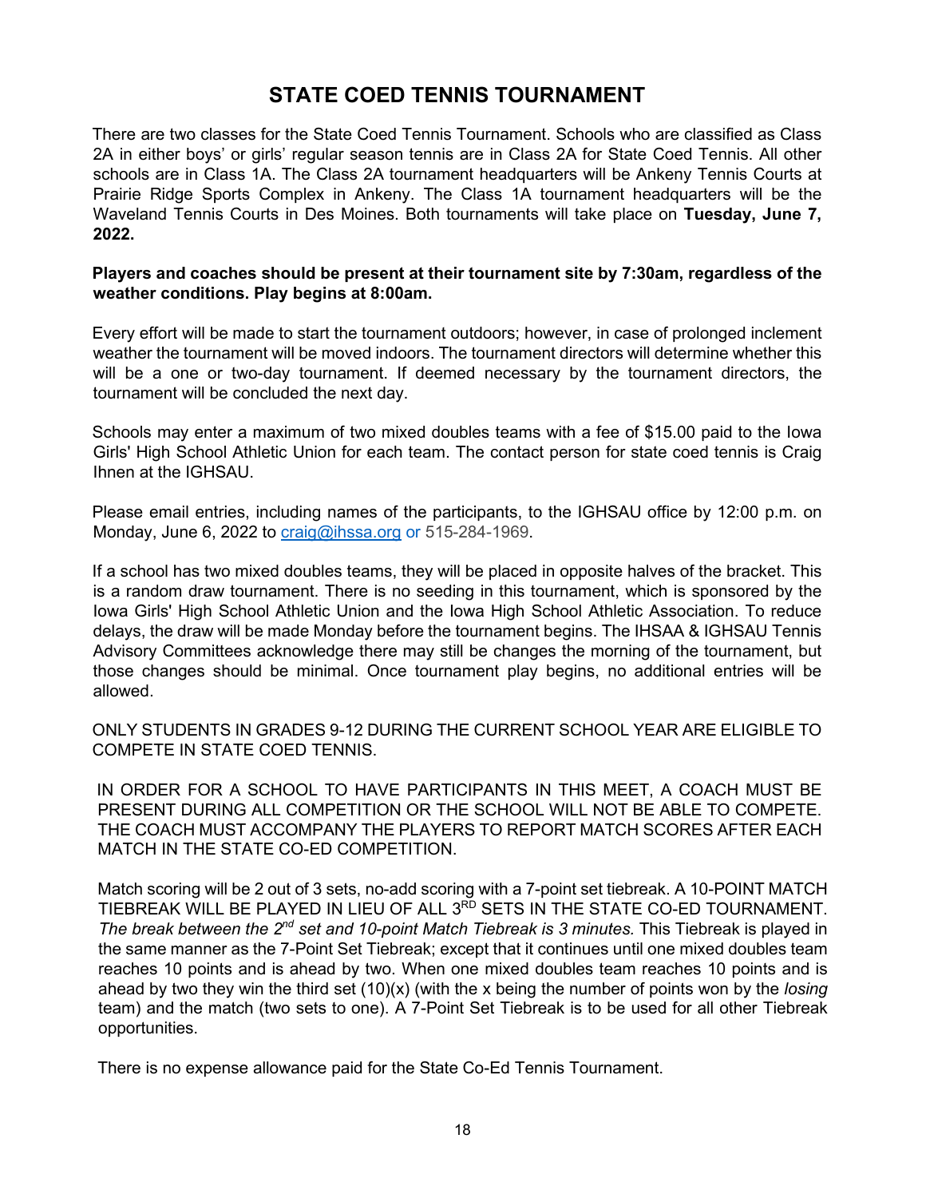# STATE COED TENNIS TOURNAMENT

There are two classes for the State Coed Tennis Tournament. Schools who are classified as Class 2A in either boys' or girls' regular season tennis are in Class 2A for State Coed Tennis. All other schools are in Class 1A. The Class 2A tournament headquarters will be Ankeny Tennis Courts at Prairie Ridge Sports Complex in Ankeny. The Class 1A tournament headquarters will be the Waveland Tennis Courts in Des Moines. Both tournaments will take place on **Tuesday, June 7, 2022.**

**Players and coaches should be present at their tournament site by 7:30am, regardless of the weather conditions. Play begins at 8:00am.**

Every effort will be made to start the tournament outdoors; however, in case of prolonged inclement weather the tournament will be moved indoors. The tournament directors will determine whether this will be a one or two-day tournament. If deemed necessary by the tournament directors, the tournament will be concluded the next day.

Schools may enter a maximum of two mixed doubles teams with a fee of $15.00 paid to the Iowa Girls' High School Athletic Union for each team. The contact person for state coed tennis is Craig Ihnen at the IGHSAU.

Please email entries, including names of the participants, to the IGHSAU office by 12:00 p.m. on Monday, June 6, 2022 to craig@ihssa.org or 515-284-1969.

If a school has two mixed doubles teams, they will be placed in opposite halves of the bracket. This is a random draw tournament. There is no seeding in this tournament, which is sponsored by the Iowa Girls' High School Athletic Union and the Iowa High School Athletic Association. To reduce delays, the draw will be made Monday before the tournament begins. The IHSAA & IGHSAU Tennis Advisory Committees acknowledge there may still be changes the morning of the tournament, but those changes should be minimal. Once tournament play begins, no additional entries will be allowed.

ONLY STUDENTS IN GRADES 9-12 DURING THE CURRENT SCHOOL YEAR ARE ELIGIBLE TO COMPETE IN STATE COED TENNIS.

IN ORDER FOR A SCHOOL TO HAVE PARTICIPANTS IN THIS MEET, A COACH MUST BE PRESENT DURING ALL COMPETITION OR THE SCHOOL WILL NOT BE ABLE TO COMPETE. THE COACH MUST ACCOMPANY THE PLAYERS TO REPORT MATCH SCORES AFTER EACH MATCH IN THE STATE CO-ED COMPETITION.

Match scoring will be 2 out of 3 sets, no-add scoring with a 7-point set tiebreak. A 10-POINT MATCH TIEBREAK WILL BE PLAYED IN LIEU OF ALL 3RD SETS IN THE STATE CO-ED TOURNAMENT. *The break between the 2nd set and 10-point Match Tiebreak is 3 minutes.* This Tiebreak is played in the same manner as the 7-Point Set Tiebreak; except that it continues until one mixed doubles team reaches 10 points and is ahead by two. When one mixed doubles team reaches 10 points and is ahead by two they win the third set (10)(x) (with the x being the number of points won by the *losing* team) and the match (two sets to one). A 7-Point Set Tiebreak is to be used for all other Tiebreak opportunities.

There is no expense allowance paid for the State Co-Ed Tennis Tournament.